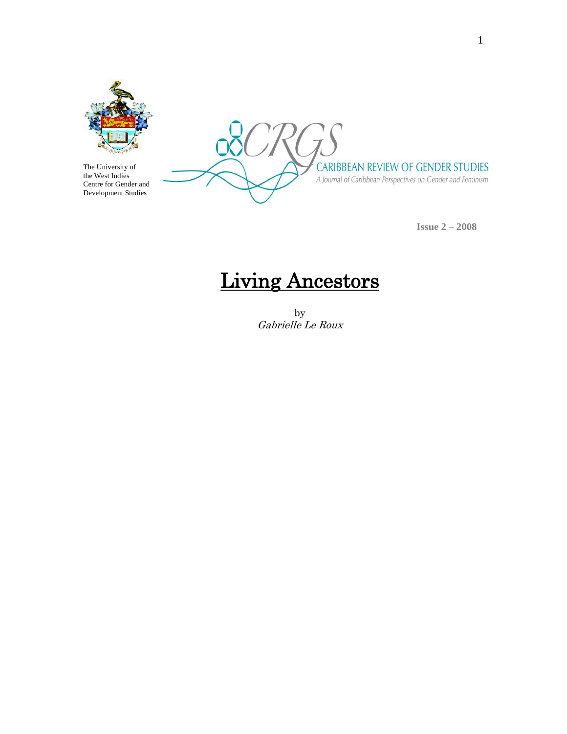The University of the West Indies
Centre for Gender and Development Studies

CRGS
CARIBBEAN REVIEW OF GENDER STUDIES
A Journal of Caribbean Perspectives on Gender and Feminism

**Issue 2 – 2008**

# Living Ancestors

by
*Gabrielle Le Roux*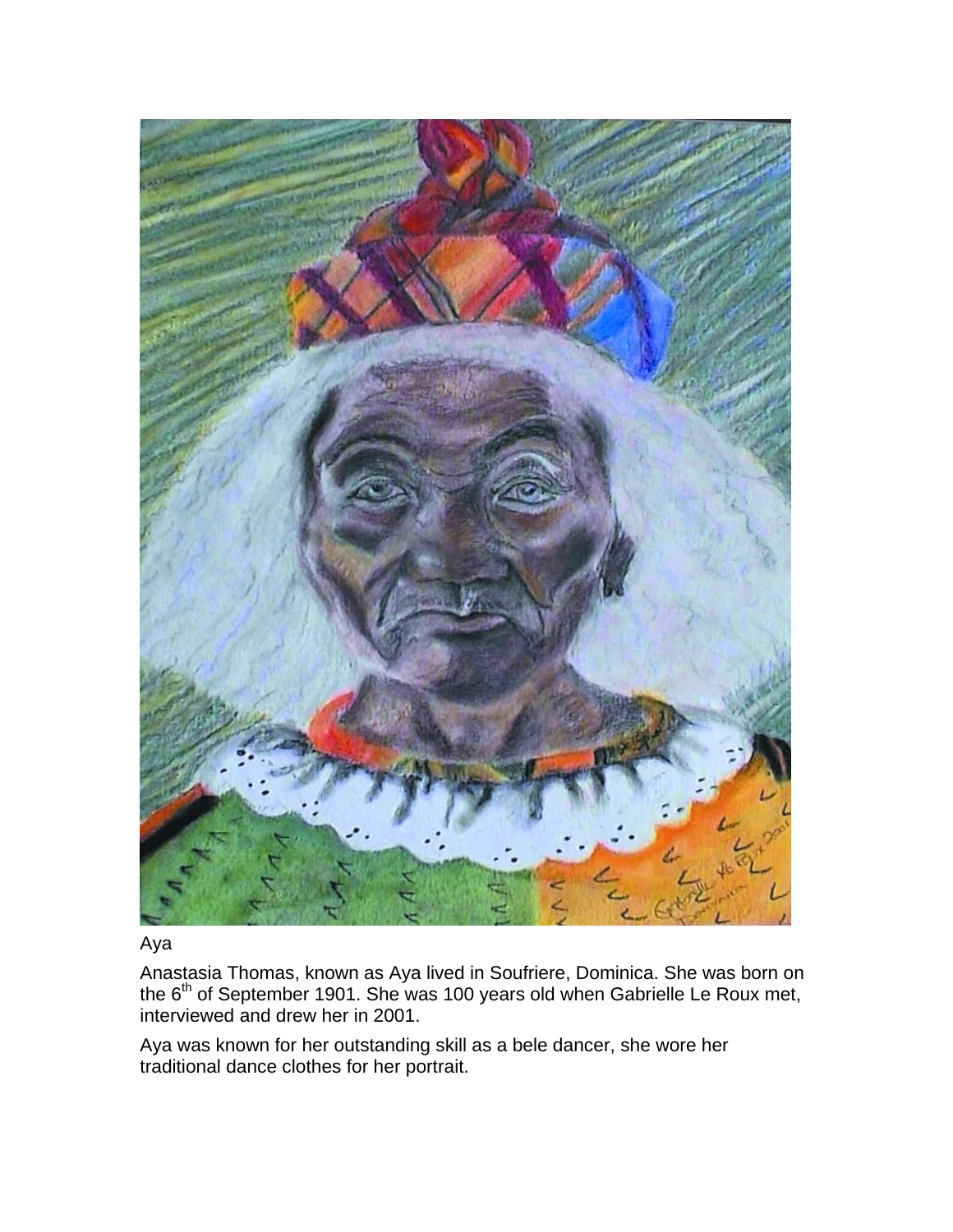Aya

Anastasia Thomas, known as Aya lived in Soufriere, Dominica. She was born on the 6th of September 1901. She was 100 years old when Gabrielle Le Roux met, interviewed and drew her in 2001.

Aya was known for her outstanding skill as a bele dancer, she wore her traditional dance clothes for her portrait.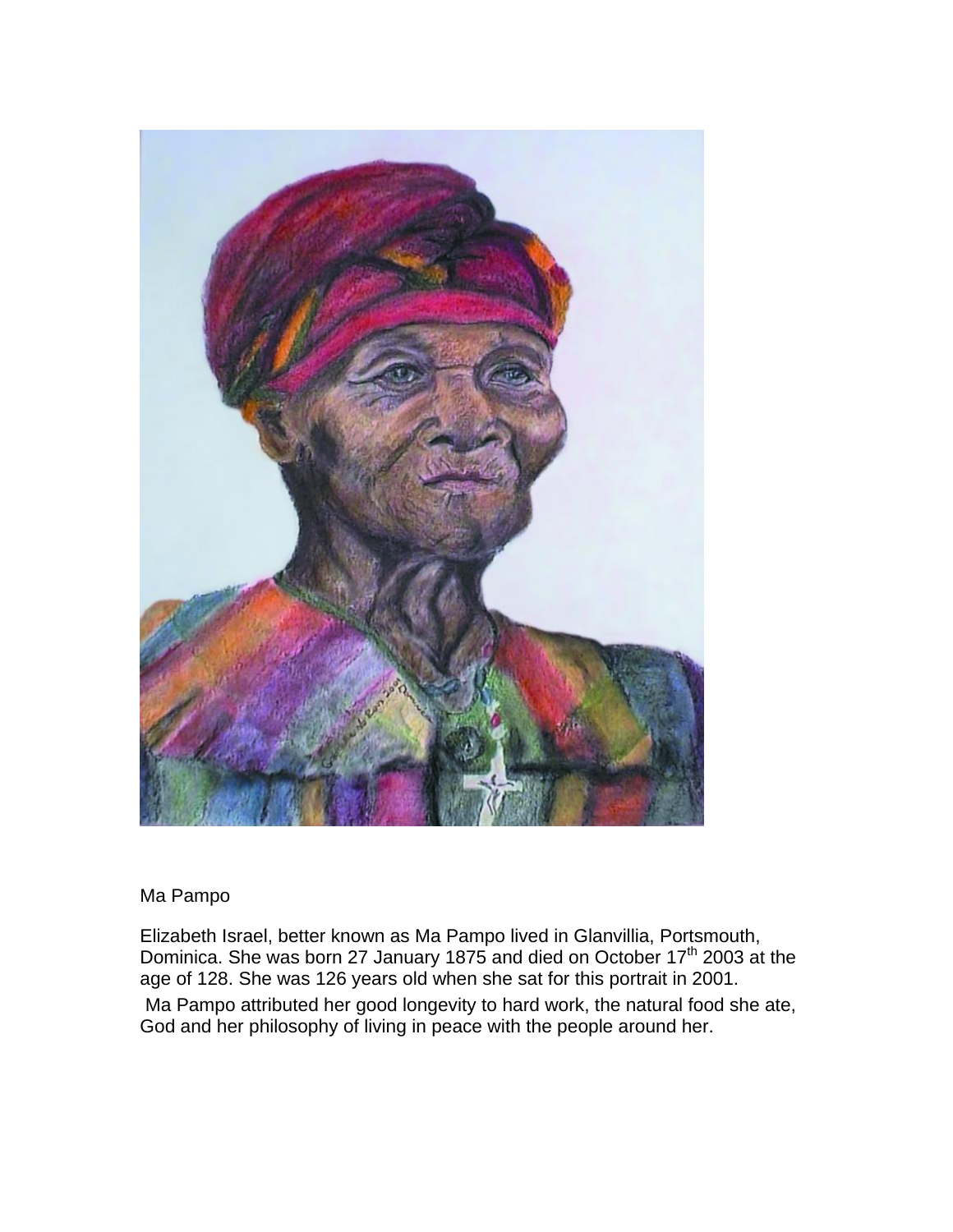Ma Pampo

Elizabeth Israel, better known as Ma Pampo lived in Glanvillia, Portsmouth, Dominica. She was born 27 January 1875 and died on October 17th 2003 at the age of 128. She was 126 years old when she sat for this portrait in 2001.

Ma Pampo attributed her good longevity to hard work, the natural food she ate, God and her philosophy of living in peace with the people around her.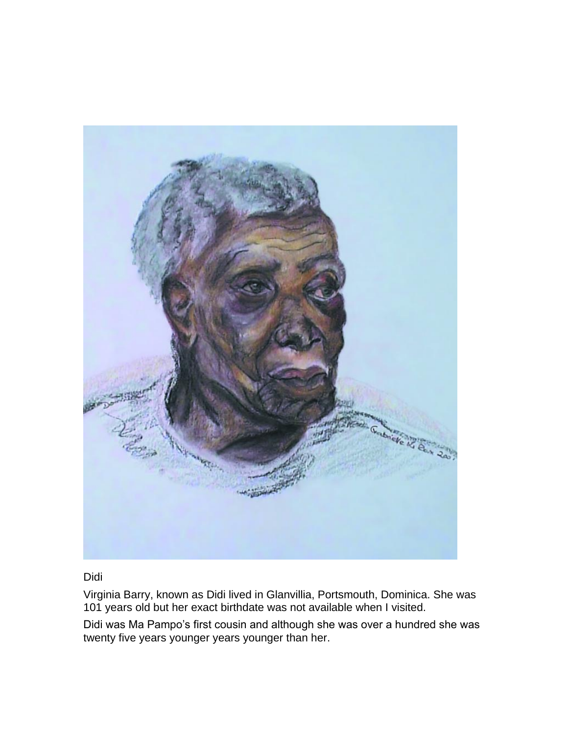Didi

Virginia Barry, known as Didi lived in Glanvillia, Portsmouth, Dominica. She was 101 years old but her exact birthdate was not available when I visited.

Didi was Ma Pampo's first cousin and although she was over a hundred she was twenty five years younger years younger than her.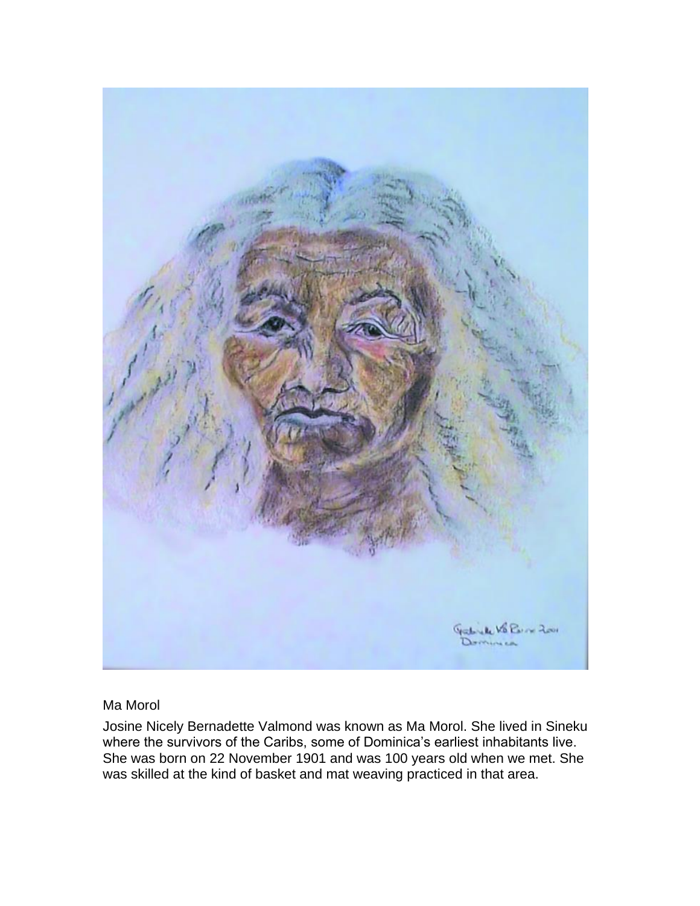Ma Morol

Josine Nicely Bernadette Valmond was known as Ma Morol. She lived in Sineku where the survivors of the Caribs, some of Dominica's earliest inhabitants live. She was born on 22 November 1901 and was 100 years old when we met. She was skilled at the kind of basket and mat weaving practiced in that area.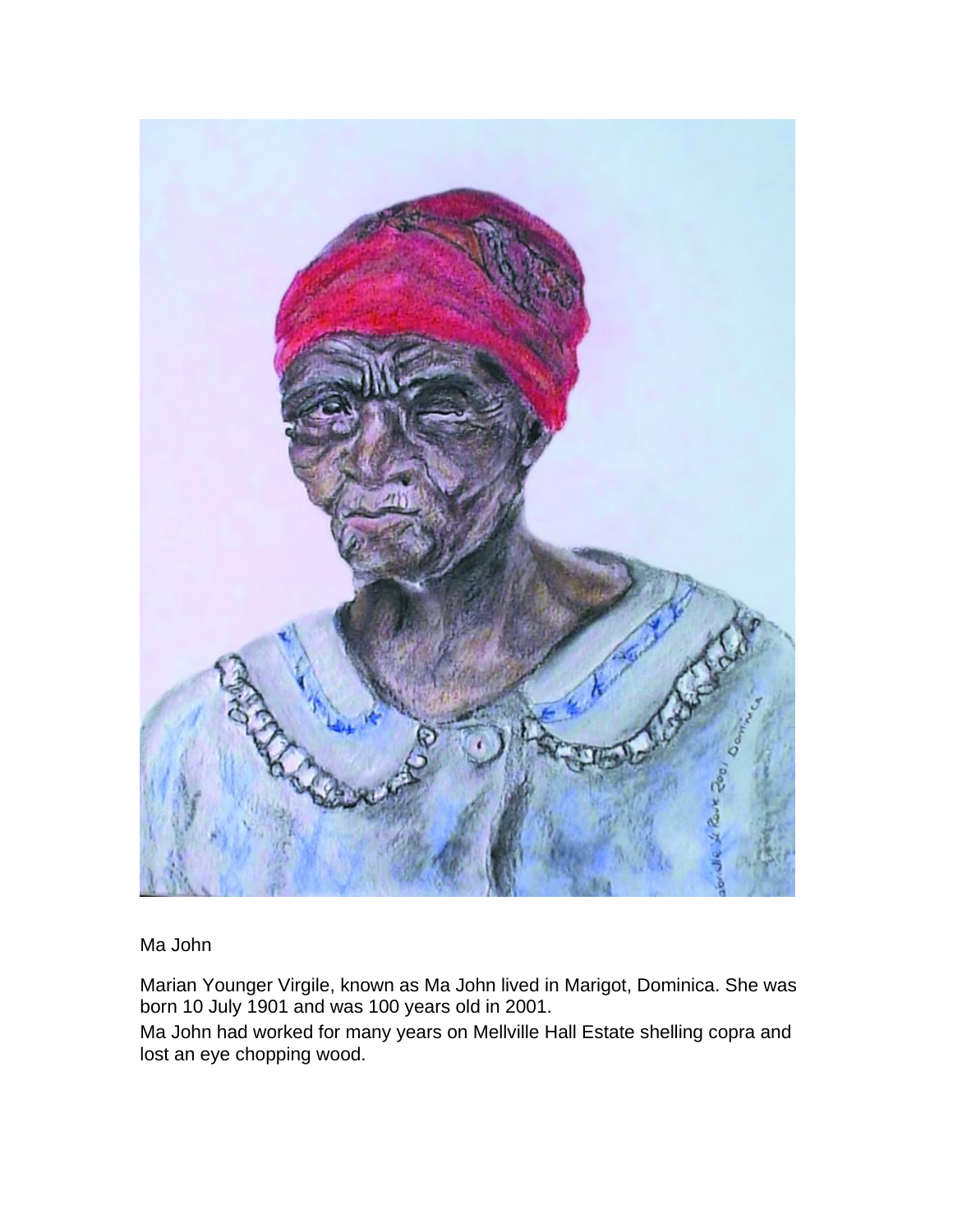Ma John

Marian Younger Virgile, known as Ma John lived in Marigot, Dominica. She was born 10 July 1901 and was 100 years old in 2001.

Ma John had worked for many years on Mellville Hall Estate shelling copra and lost an eye chopping wood.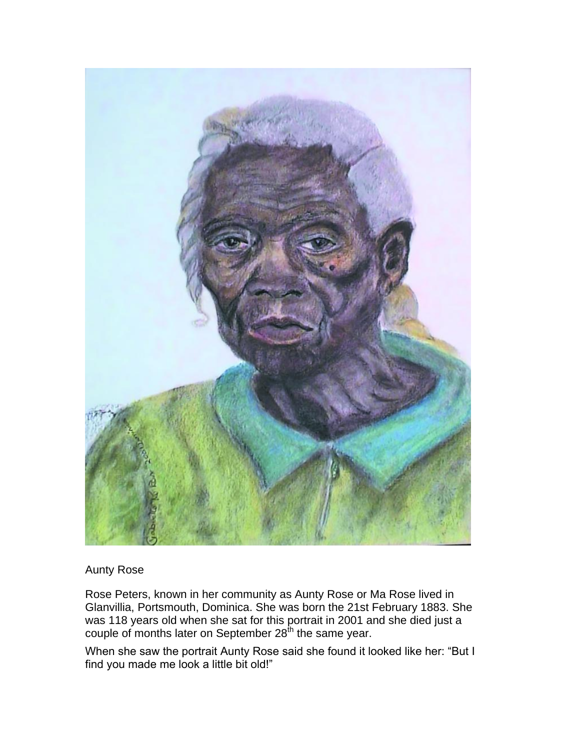Aunty Rose

Rose Peters, known in her community as Aunty Rose or Ma Rose lived in Glanvillia, Portsmouth, Dominica. She was born the 21st February 1883. She was 118 years old when she sat for this portrait in 2001 and she died just a couple of months later on September 28th the same year.

When she saw the portrait Aunty Rose said she found it looked like her: "But I find you made me look a little bit old!"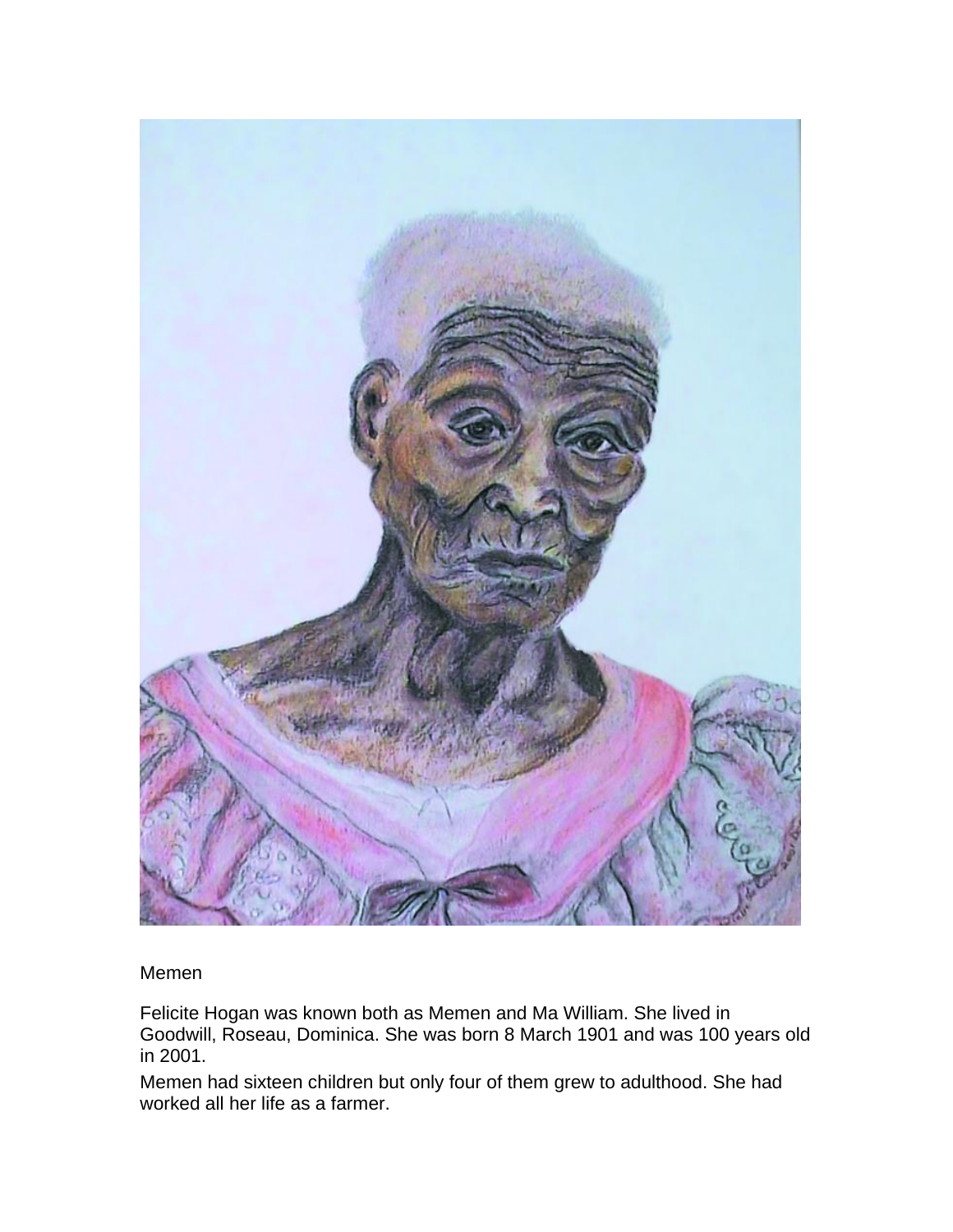Memen

Felicite Hogan was known both as Memen and Ma William. She lived in Goodwill, Roseau, Dominica. She was born 8 March 1901 and was 100 years old in 2001.

Memen had sixteen children but only four of them grew to adulthood. She had worked all her life as a farmer.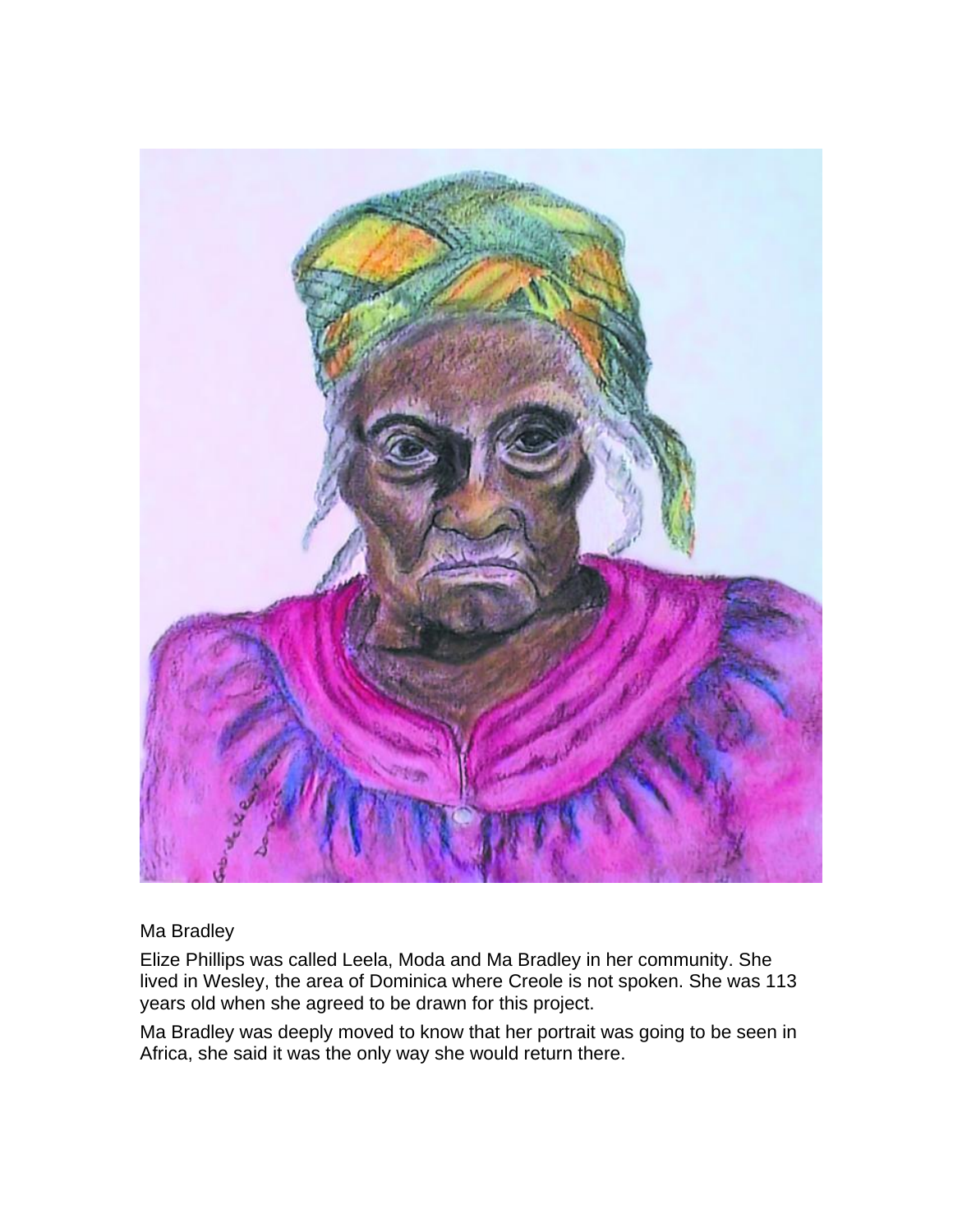Ma Bradley

Elize Phillips was called Leela, Moda and Ma Bradley in her community. She lived in Wesley, the area of Dominica where Creole is not spoken. She was 113 years old when she agreed to be drawn for this project.

Ma Bradley was deeply moved to know that her portrait was going to be seen in Africa, she said it was the only way she would return there.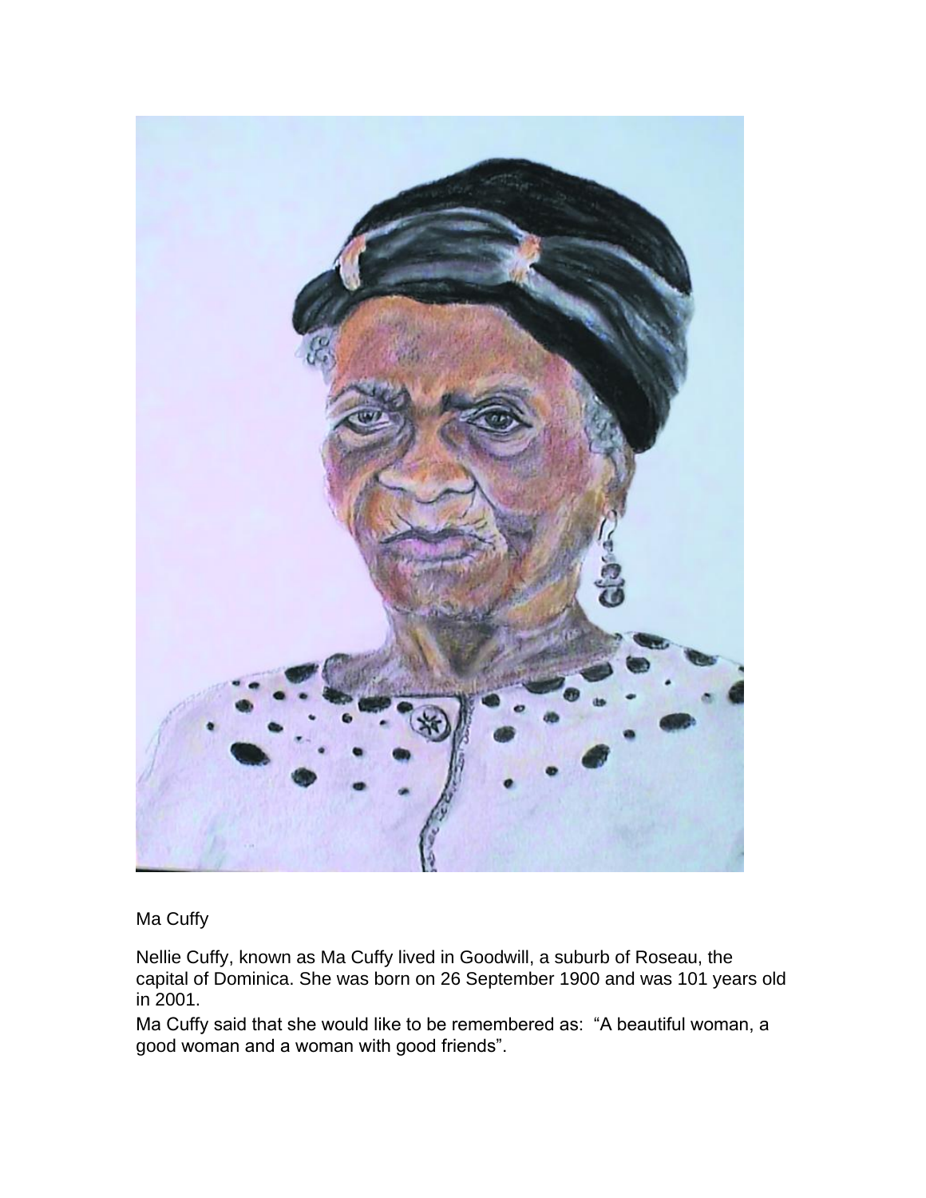Ma Cuffy

Nellie Cuffy, known as Ma Cuffy lived in Goodwill, a suburb of Roseau, the capital of Dominica. She was born on 26 September 1900 and was 101 years old in 2001.

Ma Cuffy said that she would like to be remembered as: “A beautiful woman, a good woman and a woman with good friends”.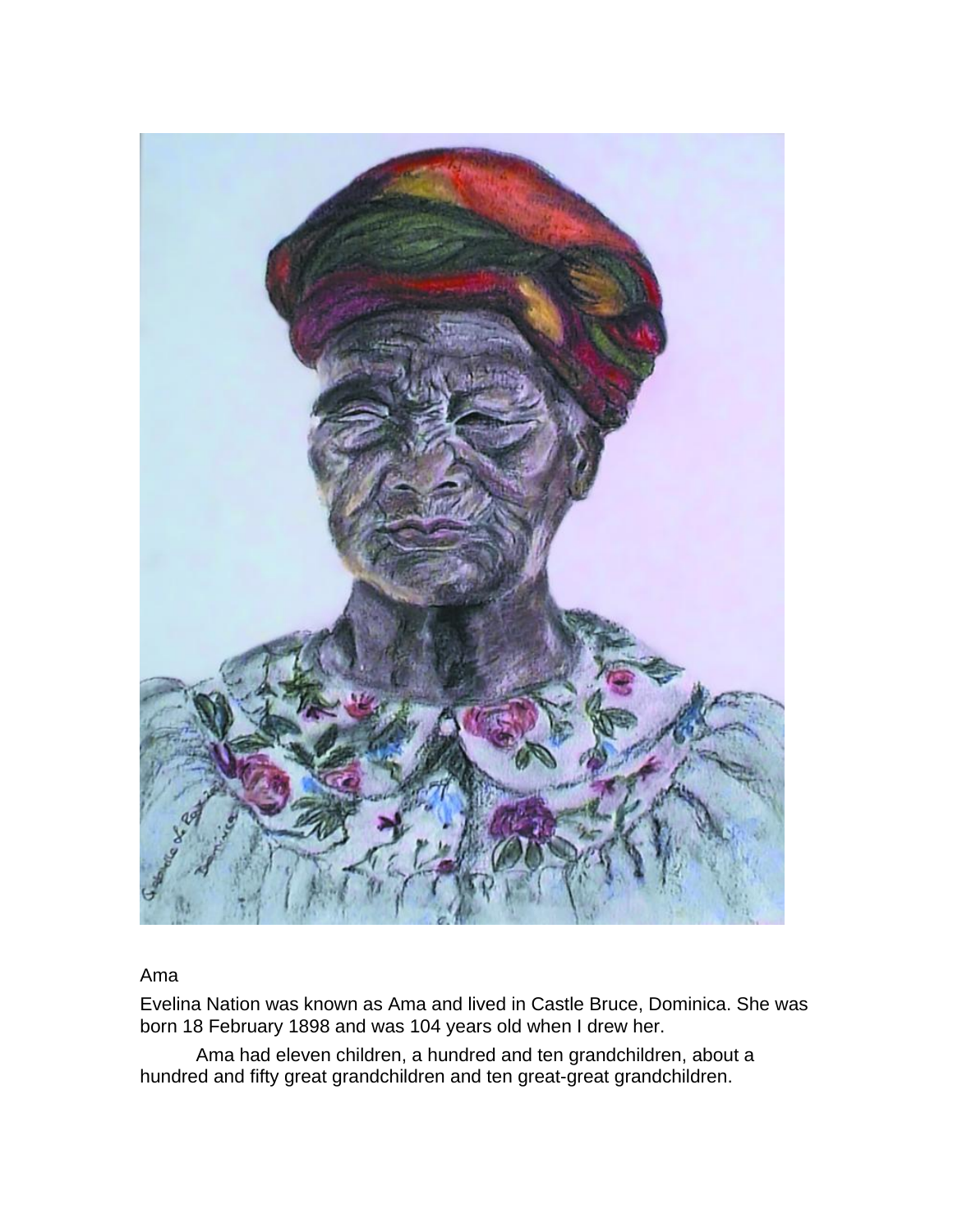Ama

Evelina Nation was known as Ama and lived in Castle Bruce, Dominica. She was born 18 February 1898 and was 104 years old when I drew her.

Ama had eleven children, a hundred and ten grandchildren, about a hundred and fifty great grandchildren and ten great-great grandchildren.